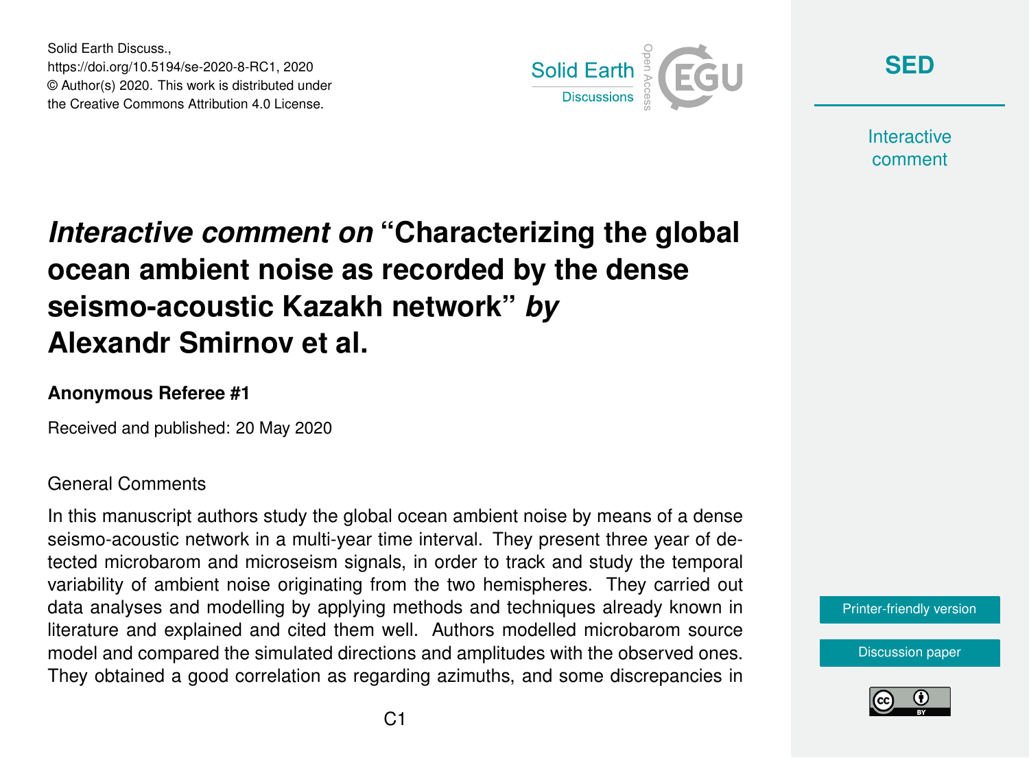Solid Earth Discuss.,
https://doi.org/10.5194/se-2020-8-RC1, 2020
© Author(s) 2020. This work is distributed under
the Creative Commons Attribution 4.0 License.

# *Interactive comment on* "Characterizing the global ocean ambient noise as recorded by the dense seismo-acoustic Kazakh network" *by* Alexandr Smirnov et al.

**Anonymous Referee #1**

Received and published: 20 May 2020

General Comments

In this manuscript authors study the global ocean ambient noise by means of a dense seismo-acoustic network in a multi-year time interval. They present three year of detected microbarom and microseism signals, in order to track and study the temporal variability of ambient noise originating from the two hemispheres. They carried out data analyses and modelling by applying methods and techniques already known in literature and explained and cited them well. Authors modelled microbarom source model and compared the simulated directions and amplitudes with the observed ones. They obtained a good correlation as regarding azimuths, and some discrepancies in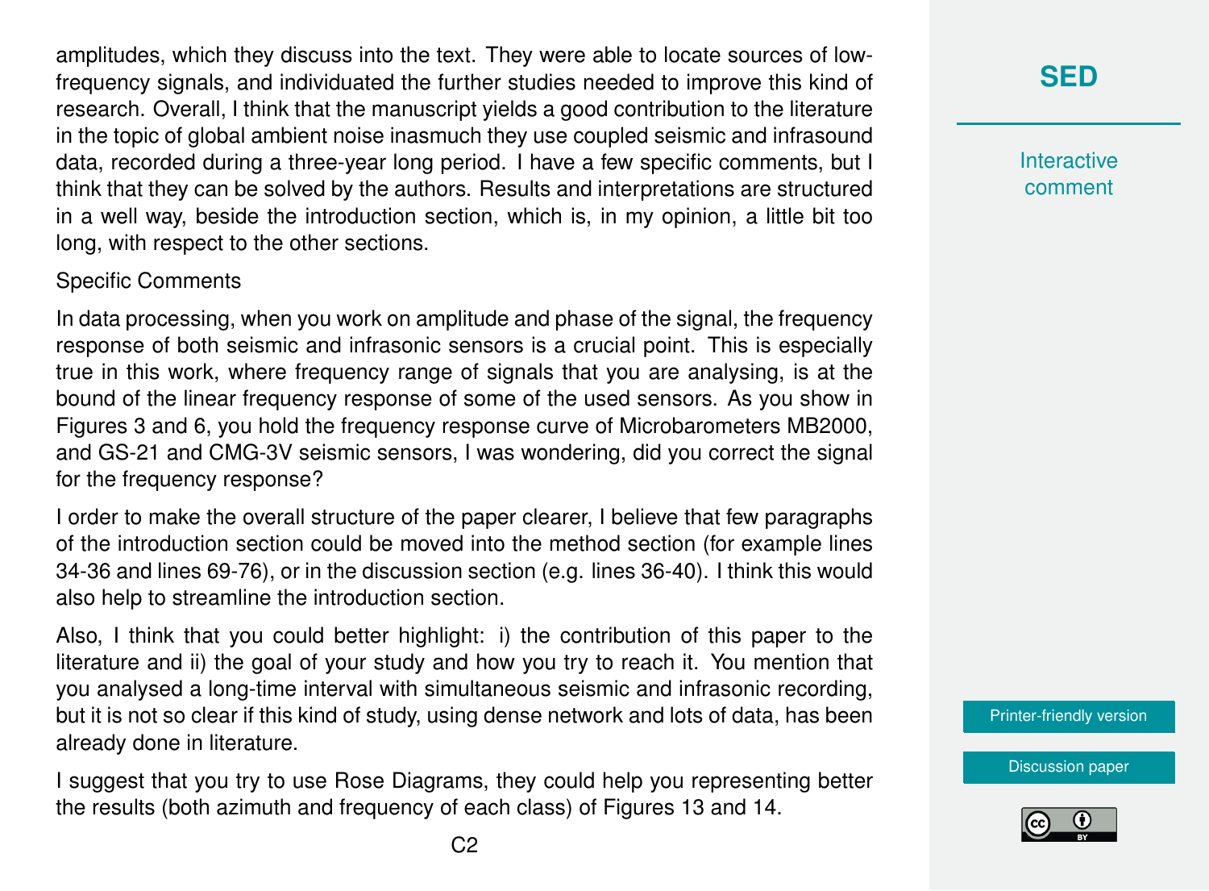amplitudes, which they discuss into the text. They were able to locate sources of low-frequency signals, and individuated the further studies needed to improve this kind of research. Overall, I think that the manuscript yields a good contribution to the literature in the topic of global ambient noise inasmuch they use coupled seismic and infrasound data, recorded during a three-year long period. I have a few specific comments, but I think that they can be solved by the authors. Results and interpretations are structured in a well way, beside the introduction section, which is, in my opinion, a little bit too long, with respect to the other sections.

Specific Comments

In data processing, when you work on amplitude and phase of the signal, the frequency response of both seismic and infrasonic sensors is a crucial point. This is especially true in this work, where frequency range of signals that you are analysing, is at the bound of the linear frequency response of some of the used sensors. As you show in Figures 3 and 6, you hold the frequency response curve of Microbarometers MB2000, and GS-21 and CMG-3V seismic sensors, I was wondering, did you correct the signal for the frequency response?

I order to make the overall structure of the paper clearer, I believe that few paragraphs of the introduction section could be moved into the method section (for example lines 34-36 and lines 69-76), or in the discussion section (e.g. lines 36-40). I think this would also help to streamline the introduction section.

Also, I think that you could better highlight: i) the contribution of this paper to the literature and ii) the goal of your study and how you try to reach it. You mention that you analysed a long-time interval with simultaneous seismic and infrasonic recording, but it is not so clear if this kind of study, using dense network and lots of data, has been already done in literature.

I suggest that you try to use Rose Diagrams, they could help you representing better the results (both azimuth and frequency of each class) of Figures 13 and 14.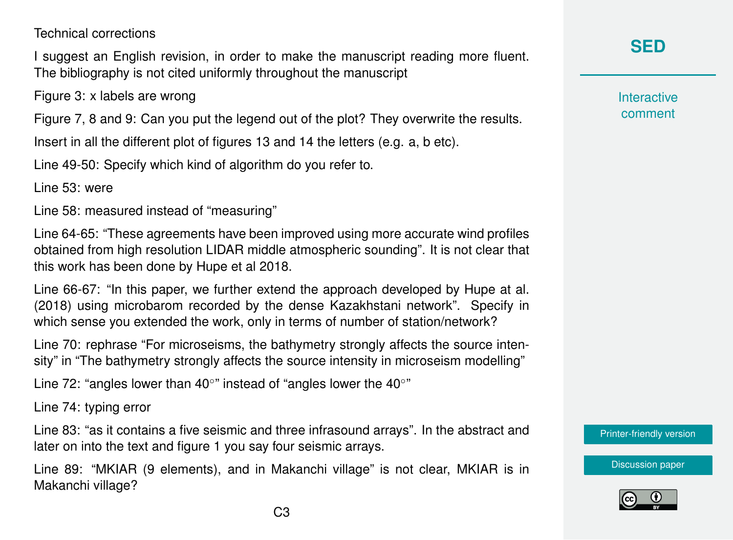Technical corrections

I suggest an English revision, in order to make the manuscript reading more fluent. The bibliography is not cited uniformly throughout the manuscript

Figure 3: x labels are wrong

Figure 7, 8 and 9: Can you put the legend out of the plot? They overwrite the results.

Insert in all the different plot of figures 13 and 14 the letters (e.g. a, b etc).

Line 49-50: Specify which kind of algorithm do you refer to.

Line 53: were

Line 58: measured instead of "measuring"

Line 64-65: "These agreements have been improved using more accurate wind profiles obtained from high resolution LIDAR middle atmospheric sounding". It is not clear that this work has been done by Hupe et al 2018.

Line 66-67: "In this paper, we further extend the approach developed by Hupe at al. (2018) using microbarom recorded by the dense Kazakhstani network". Specify in which sense you extended the work, only in terms of number of station/network?

Line 70: rephrase "For microseisms, the bathymetry strongly affects the source intensity" in "The bathymetry strongly affects the source intensity in microseism modelling"

Line 72: "angles lower than 40°" instead of "angles lower the 40°"

Line 74: typing error

Line 83: "as it contains a five seismic and three infrasound arrays". In the abstract and later on into the text and figure 1 you say four seismic arrays.

Line 89: "MKIAR (9 elements), and in Makanchi village" is not clear, MKIAR is in Makanchi village?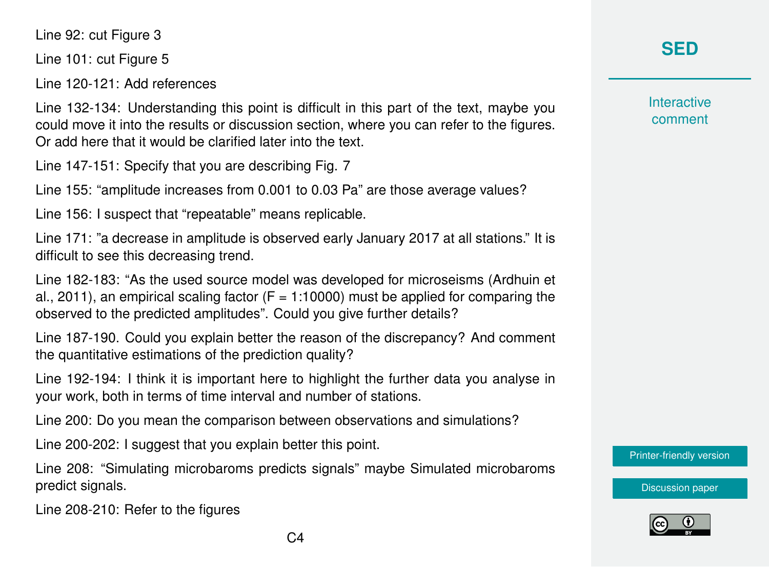Line 92: cut Figure 3

Line 101: cut Figure 5

Line 120-121: Add references

Line 132-134: Understanding this point is difficult in this part of the text, maybe you could move it into the results or discussion section, where you can refer to the figures. Or add here that it would be clarified later into the text.

Line 147-151: Specify that you are describing Fig. 7

Line 155: "amplitude increases from 0.001 to 0.03 Pa" are those average values?

Line 156: I suspect that "repeatable" means replicable.

Line 171: "a decrease in amplitude is observed early January 2017 at all stations." It is difficult to see this decreasing trend.

Line 182-183: "As the used source model was developed for microseisms (Ardhuin et al., 2011), an empirical scaling factor (F = 1:10000) must be applied for comparing the observed to the predicted amplitudes". Could you give further details?

Line 187-190. Could you explain better the reason of the discrepancy? And comment the quantitative estimations of the prediction quality?

Line 192-194: I think it is important here to highlight the further data you analyse in your work, both in terms of time interval and number of stations.

Line 200: Do you mean the comparison between observations and simulations?

Line 200-202: I suggest that you explain better this point.

Line 208: "Simulating microbaroms predicts signals" maybe Simulated microbaroms predict signals.

Line 208-210: Refer to the figures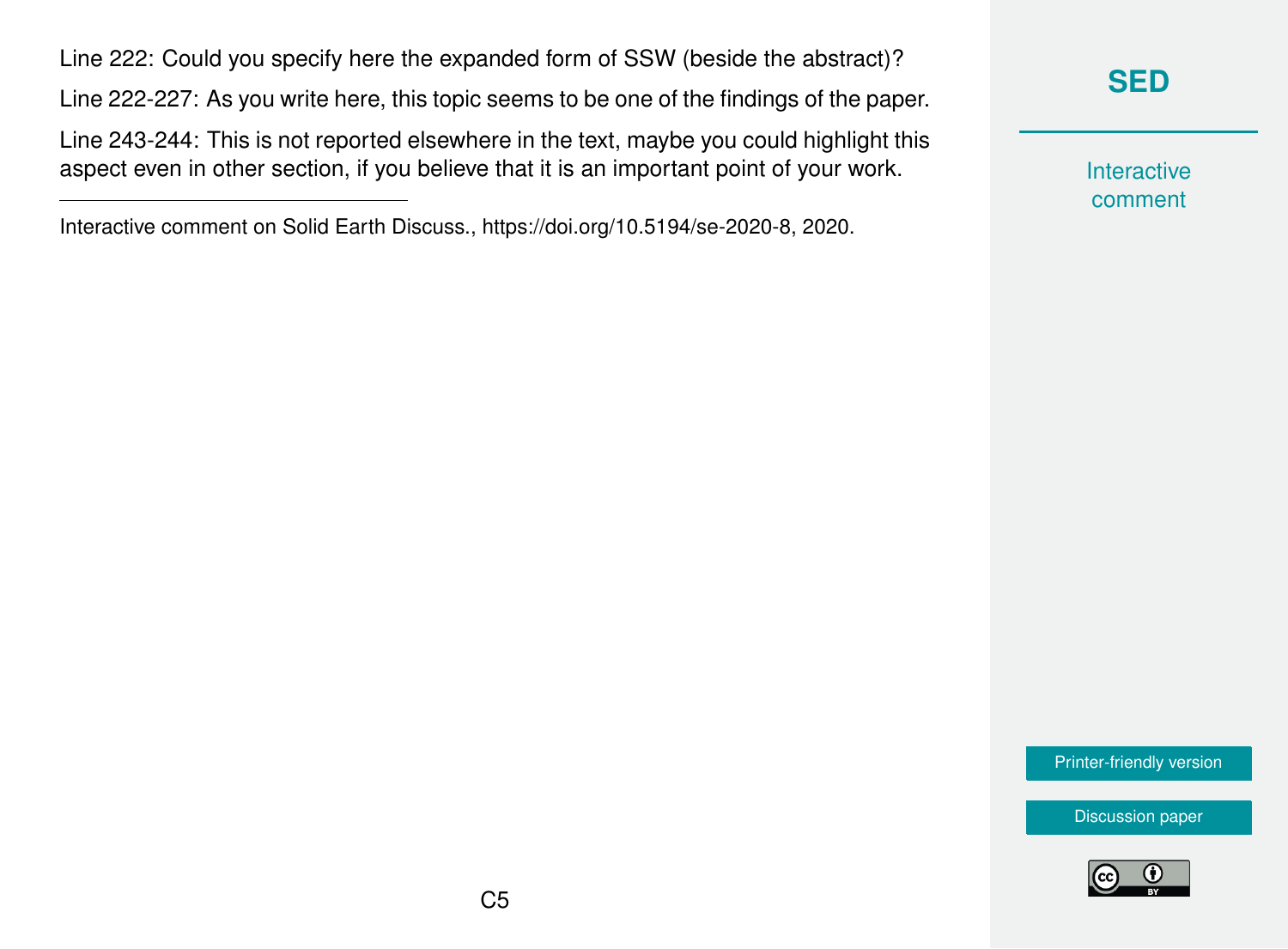Line 222: Could you specify here the expanded form of SSW (beside the abstract)?

Line 222-227: As you write here, this topic seems to be one of the findings of the paper.

Line 243-244: This is not reported elsewhere in the text, maybe you could highlight this aspect even in other section, if you believe that it is an important point of your work.

---

Interactive comment on Solid Earth Discuss., https://doi.org/10.5194/se-2020-8, 2020.